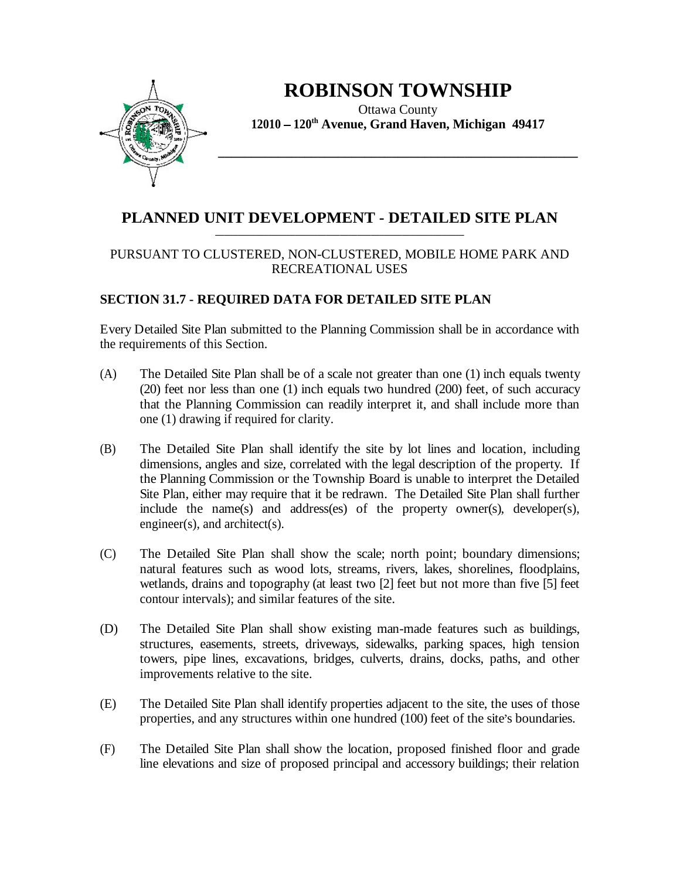# ROBINSON TOWNSHIP

Ottawa County
**12010 – 120th Avenue, Grand Haven, Michigan 49417**

## PLANNED UNIT DEVELOPMENT - DETAILED SITE PLAN

PURSUANT TO CLUSTERED, NON-CLUSTERED, MOBILE HOME PARK AND RECREATIONAL USES

### SECTION 31.7 - REQUIRED DATA FOR DETAILED SITE PLAN

Every Detailed Site Plan submitted to the Planning Commission shall be in accordance with the requirements of this Section.

(A) The Detailed Site Plan shall be of a scale not greater than one (1) inch equals twenty (20) feet nor less than one (1) inch equals two hundred (200) feet, of such accuracy that the Planning Commission can readily interpret it, and shall include more than one (1) drawing if required for clarity.

(B) The Detailed Site Plan shall identify the site by lot lines and location, including dimensions, angles and size, correlated with the legal description of the property. If the Planning Commission or the Township Board is unable to interpret the Detailed Site Plan, either may require that it be redrawn. The Detailed Site Plan shall further include the name(s) and address(es) of the property owner(s), developer(s), engineer(s), and architect(s).

(C) The Detailed Site Plan shall show the scale; north point; boundary dimensions; natural features such as wood lots, streams, rivers, lakes, shorelines, floodplains, wetlands, drains and topography (at least two [2] feet but not more than five [5] feet contour intervals); and similar features of the site.

(D) The Detailed Site Plan shall show existing man-made features such as buildings, structures, easements, streets, driveways, sidewalks, parking spaces, high tension towers, pipe lines, excavations, bridges, culverts, drains, docks, paths, and other improvements relative to the site.

(E) The Detailed Site Plan shall identify properties adjacent to the site, the uses of those properties, and any structures within one hundred (100) feet of the site's boundaries.

(F) The Detailed Site Plan shall show the location, proposed finished floor and grade line elevations and size of proposed principal and accessory buildings; their relation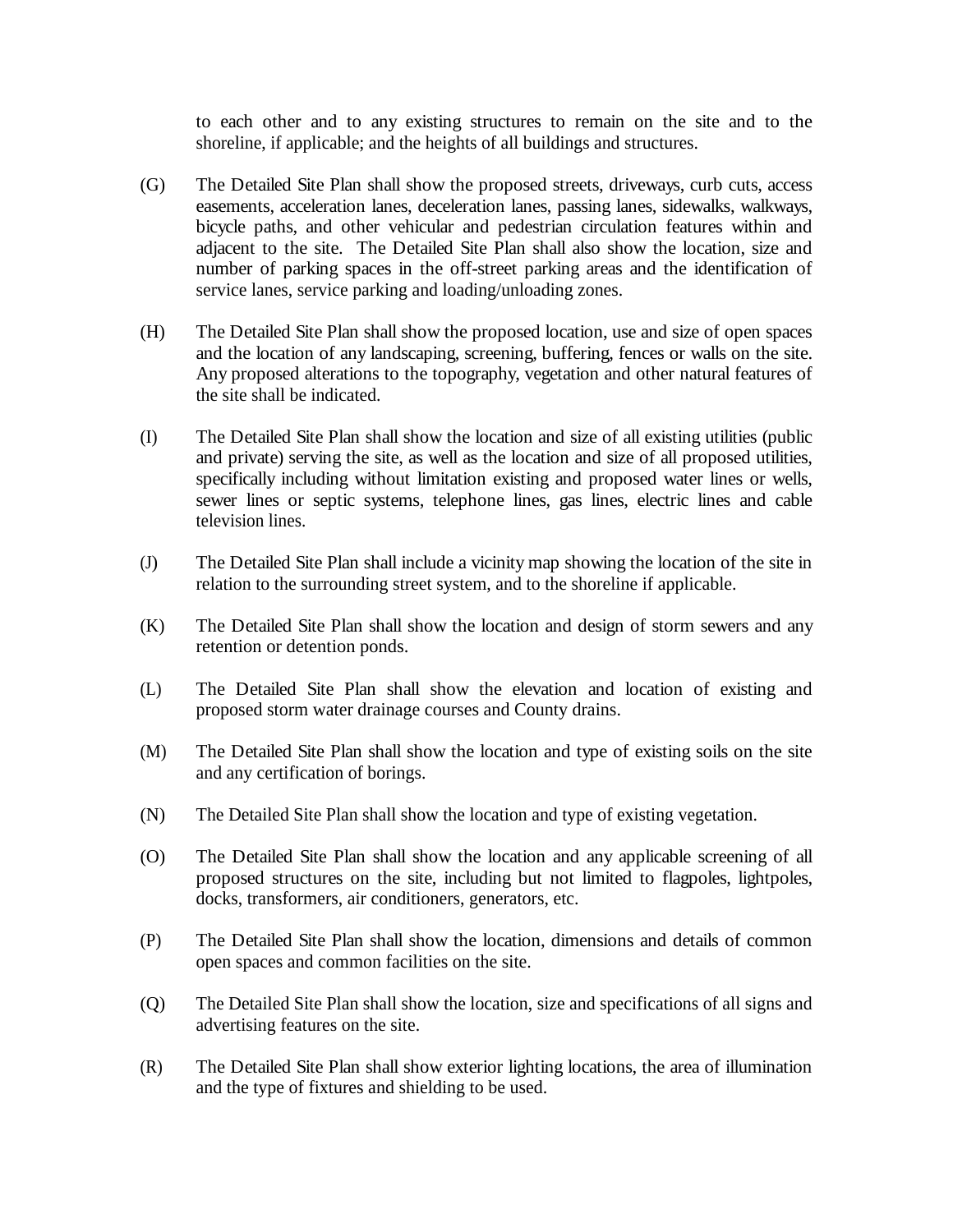to each other and to any existing structures to remain on the site and to the shoreline, if applicable; and the heights of all buildings and structures.

(G) The Detailed Site Plan shall show the proposed streets, driveways, curb cuts, access easements, acceleration lanes, deceleration lanes, passing lanes, sidewalks, walkways, bicycle paths, and other vehicular and pedestrian circulation features within and adjacent to the site. The Detailed Site Plan shall also show the location, size and number of parking spaces in the off-street parking areas and the identification of service lanes, service parking and loading/unloading zones.

(H) The Detailed Site Plan shall show the proposed location, use and size of open spaces and the location of any landscaping, screening, buffering, fences or walls on the site. Any proposed alterations to the topography, vegetation and other natural features of the site shall be indicated.

(I) The Detailed Site Plan shall show the location and size of all existing utilities (public and private) serving the site, as well as the location and size of all proposed utilities, specifically including without limitation existing and proposed water lines or wells, sewer lines or septic systems, telephone lines, gas lines, electric lines and cable television lines.

(J) The Detailed Site Plan shall include a vicinity map showing the location of the site in relation to the surrounding street system, and to the shoreline if applicable.

(K) The Detailed Site Plan shall show the location and design of storm sewers and any retention or detention ponds.

(L) The Detailed Site Plan shall show the elevation and location of existing and proposed storm water drainage courses and County drains.

(M) The Detailed Site Plan shall show the location and type of existing soils on the site and any certification of borings.

(N) The Detailed Site Plan shall show the location and type of existing vegetation.

(O) The Detailed Site Plan shall show the location and any applicable screening of all proposed structures on the site, including but not limited to flagpoles, lightpoles, docks, transformers, air conditioners, generators, etc.

(P) The Detailed Site Plan shall show the location, dimensions and details of common open spaces and common facilities on the site.

(Q) The Detailed Site Plan shall show the location, size and specifications of all signs and advertising features on the site.

(R) The Detailed Site Plan shall show exterior lighting locations, the area of illumination and the type of fixtures and shielding to be used.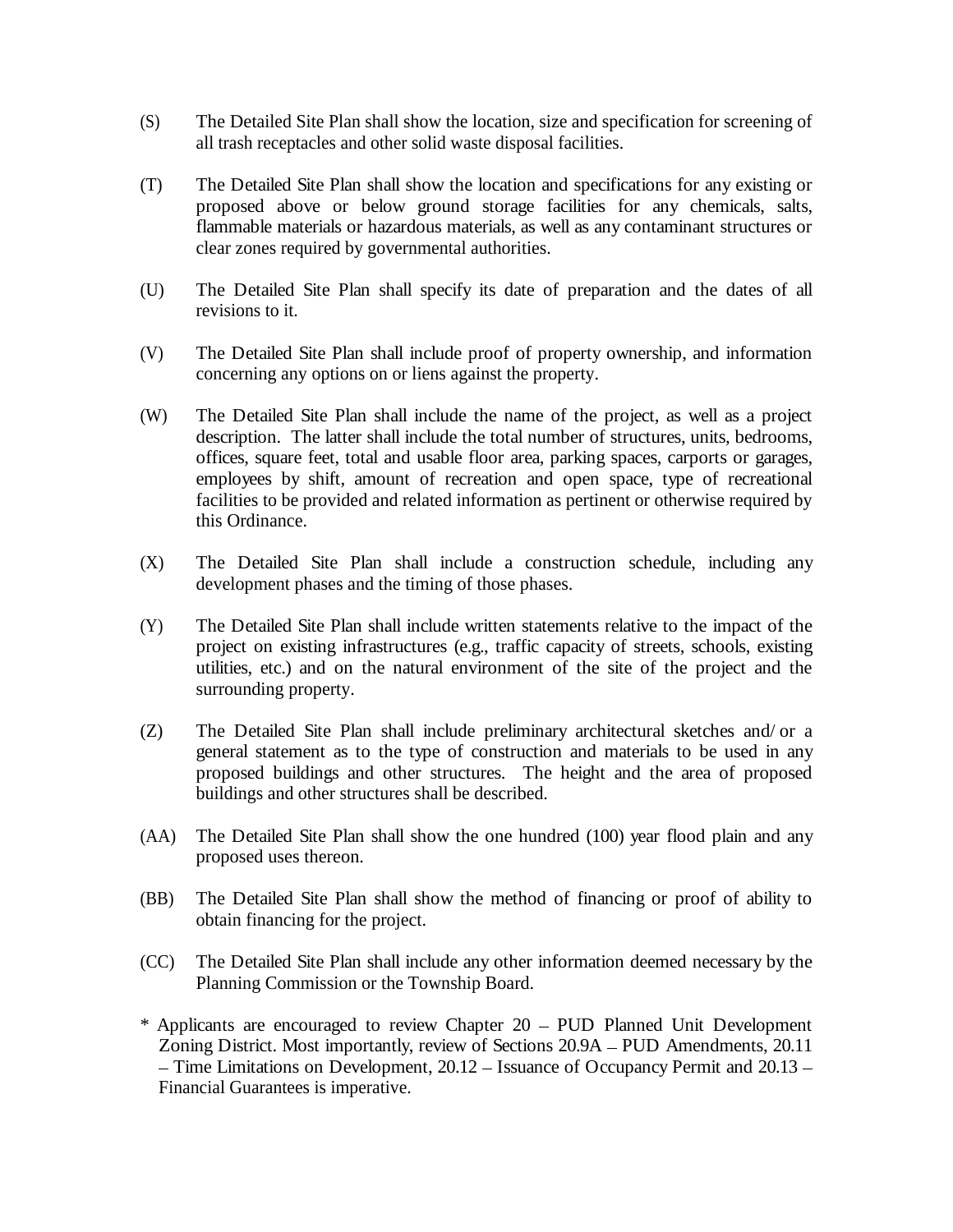(S) The Detailed Site Plan shall show the location, size and specification for screening of all trash receptacles and other solid waste disposal facilities.

(T) The Detailed Site Plan shall show the location and specifications for any existing or proposed above or below ground storage facilities for any chemicals, salts, flammable materials or hazardous materials, as well as any contaminant structures or clear zones required by governmental authorities.

(U) The Detailed Site Plan shall specify its date of preparation and the dates of all revisions to it.

(V) The Detailed Site Plan shall include proof of property ownership, and information concerning any options on or liens against the property.

(W) The Detailed Site Plan shall include the name of the project, as well as a project description. The latter shall include the total number of structures, units, bedrooms, offices, square feet, total and usable floor area, parking spaces, carports or garages, employees by shift, amount of recreation and open space, type of recreational facilities to be provided and related information as pertinent or otherwise required by this Ordinance.

(X) The Detailed Site Plan shall include a construction schedule, including any development phases and the timing of those phases.

(Y) The Detailed Site Plan shall include written statements relative to the impact of the project on existing infrastructures (e.g., traffic capacity of streets, schools, existing utilities, etc.) and on the natural environment of the site of the project and the surrounding property.

(Z) The Detailed Site Plan shall include preliminary architectural sketches and/ or a general statement as to the type of construction and materials to be used in any proposed buildings and other structures. The height and the area of proposed buildings and other structures shall be described.

(AA) The Detailed Site Plan shall show the one hundred (100) year flood plain and any proposed uses thereon.

(BB) The Detailed Site Plan shall show the method of financing or proof of ability to obtain financing for the project.

(CC) The Detailed Site Plan shall include any other information deemed necessary by the Planning Commission or the Township Board.

* Applicants are encouraged to review Chapter 20 – PUD Planned Unit Development Zoning District. Most importantly, review of Sections 20.9A – PUD Amendments, 20.11 – Time Limitations on Development, 20.12 – Issuance of Occupancy Permit and 20.13 – Financial Guarantees is imperative.